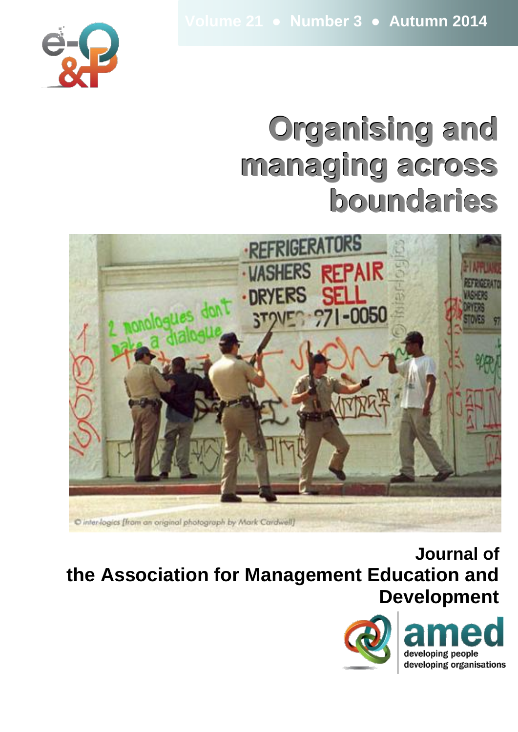Volume 21 • Number 3 • Autumn 2014

# Organising and managing across boundaries

© inter-logics [from an original photograph by Mark Cardwell]

## Journal of the Association for Management Education and Development

amed

developing people
developing organisations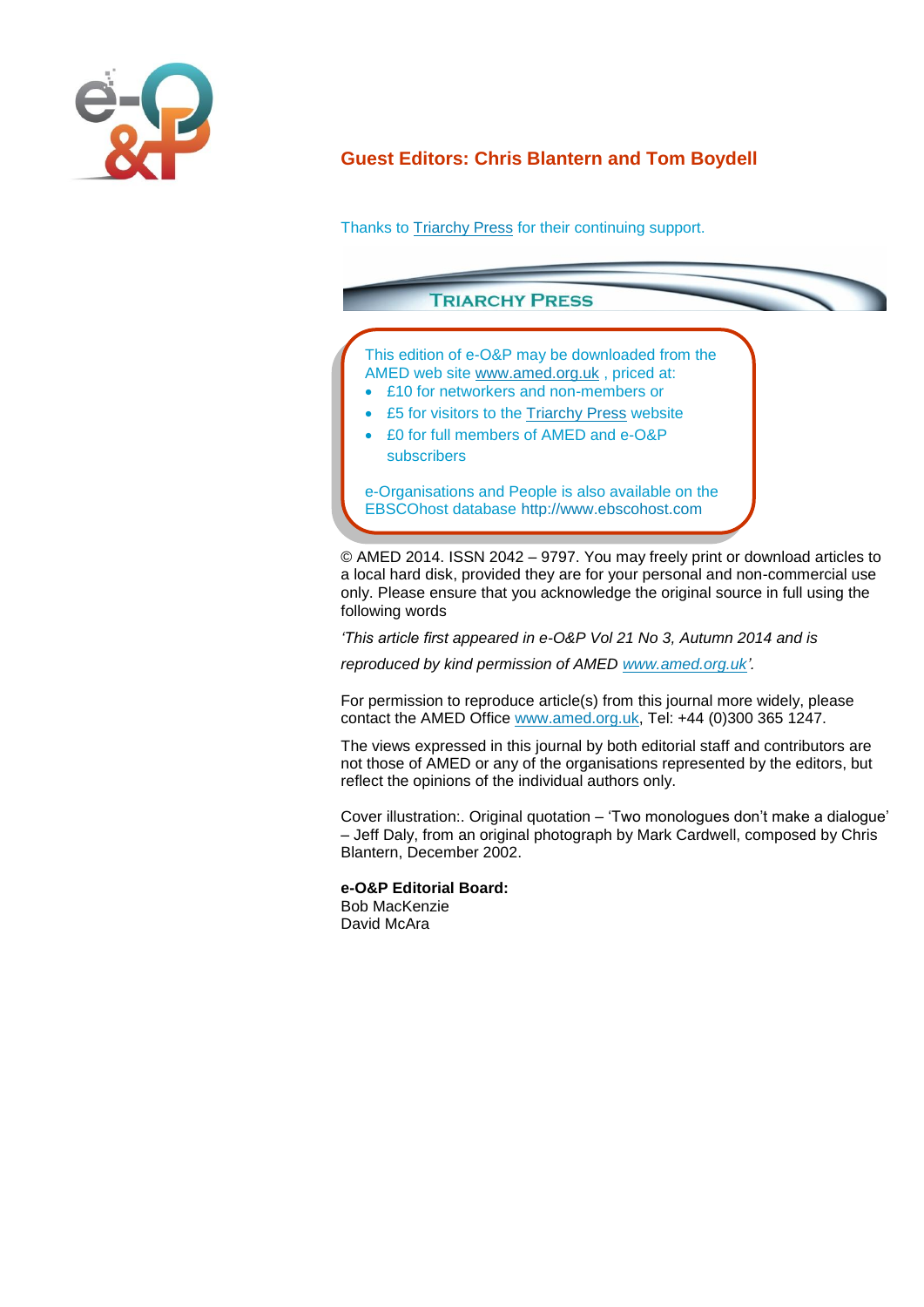## Guest Editors: Chris Blantern and Tom Boydell

Thanks to Triarchy Press for their continuing support.

TRIARCHY PRESS

This edition of e-O&P may be downloaded from the AMED web site www.amed.org.uk , priced at:

- £10 for networkers and non-members or
- £5 for visitors to the Triarchy Press website
- £0 for full members of AMED and e-O&P subscribers

e-Organisations and People is also available on the EBSCOhost database http://www.ebscohost.com

© AMED 2014. ISSN 2042 – 9797. You may freely print or download articles to a local hard disk, provided they are for your personal and non-commercial use only. Please ensure that you acknowledge the original source in full using the following words

*'This article first appeared in e-O&P Vol 21 No 3, Autumn 2014 and is reproduced by kind permission of AMED www.amed.org.uk'.*

For permission to reproduce article(s) from this journal more widely, please contact the AMED Office www.amed.org.uk, Tel: +44 (0)300 365 1247.

The views expressed in this journal by both editorial staff and contributors are not those of AMED or any of the organisations represented by the editors, but reflect the opinions of the individual authors only.

Cover illustration:. Original quotation – 'Two monologues don't make a dialogue' – Jeff Daly, from an original photograph by Mark Cardwell, composed by Chris Blantern, December 2002.

**e-O&P Editorial Board:**
Bob MacKenzie
David McAra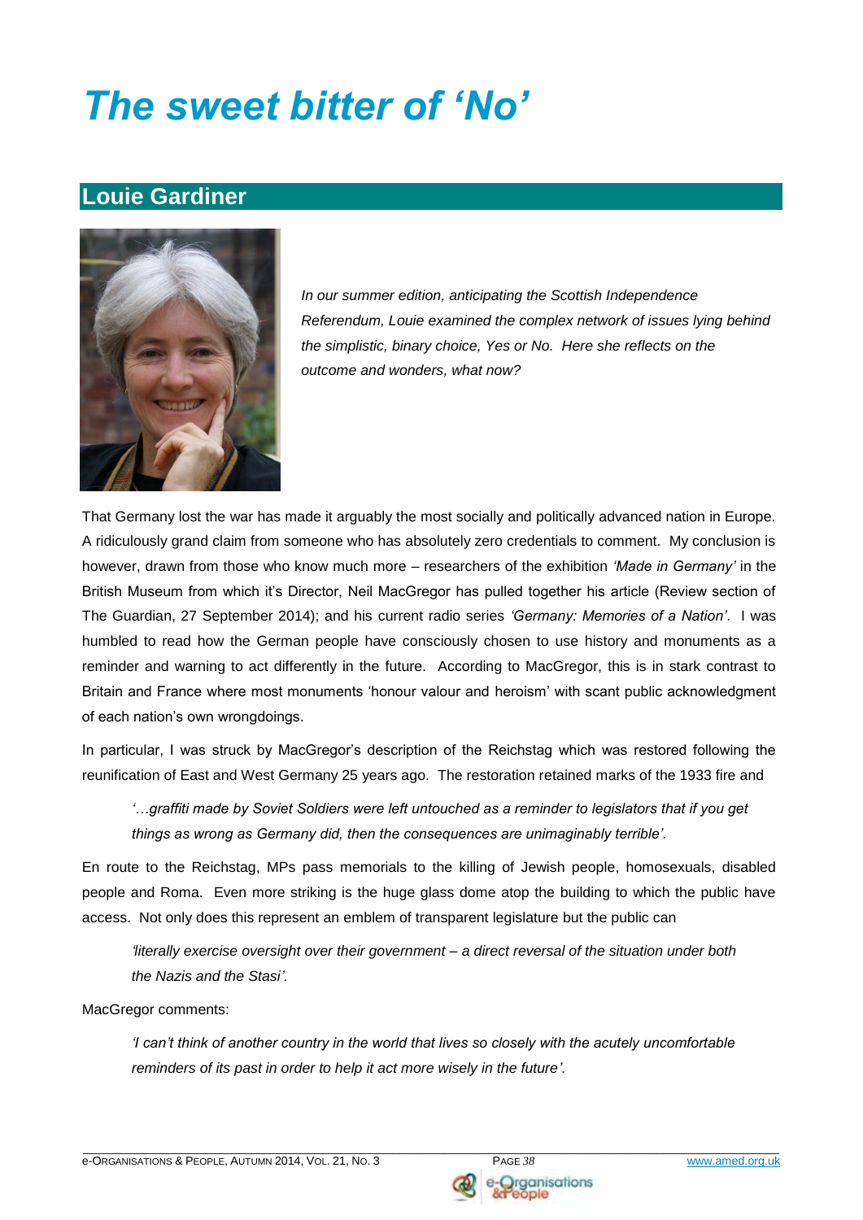# *The sweet bitter of 'No'*

## Louie Gardiner

*In our summer edition, anticipating the Scottish Independence Referendum, Louie examined the complex network of issues lying behind the simplistic, binary choice, Yes or No. Here she reflects on the outcome and wonders, what now?*

That Germany lost the war has made it arguably the most socially and politically advanced nation in Europe. A ridiculously grand claim from someone who has absolutely zero credentials to comment. My conclusion is however, drawn from those who know much more – researchers of the exhibition *'Made in Germany'* in the British Museum from which it's Director, Neil MacGregor has pulled together his article (Review section of The Guardian, 27 September 2014); and his current radio series *'Germany: Memories of a Nation'*. I was humbled to read how the German people have consciously chosen to use history and monuments as a reminder and warning to act differently in the future. According to MacGregor, this is in stark contrast to Britain and France where most monuments 'honour valour and heroism' with scant public acknowledgment of each nation's own wrongdoings.

In particular, I was struck by MacGregor's description of the Reichstag which was restored following the reunification of East and West Germany 25 years ago. The restoration retained marks of the 1933 fire and

> *'…graffiti made by Soviet Soldiers were left untouched as a reminder to legislators that if you get things as wrong as Germany did, then the consequences are unimaginably terrible'.*

En route to the Reichstag, MPs pass memorials to the killing of Jewish people, homosexuals, disabled people and Roma. Even more striking is the huge glass dome atop the building to which the public have access. Not only does this represent an emblem of transparent legislature but the public can

> *'literally exercise oversight over their government – a direct reversal of the situation under both the Nazis and the Stasi'.*

MacGregor comments:

> *'I can't think of another country in the world that lives so closely with the acutely uncomfortable reminders of its past in order to help it act more wisely in the future'.*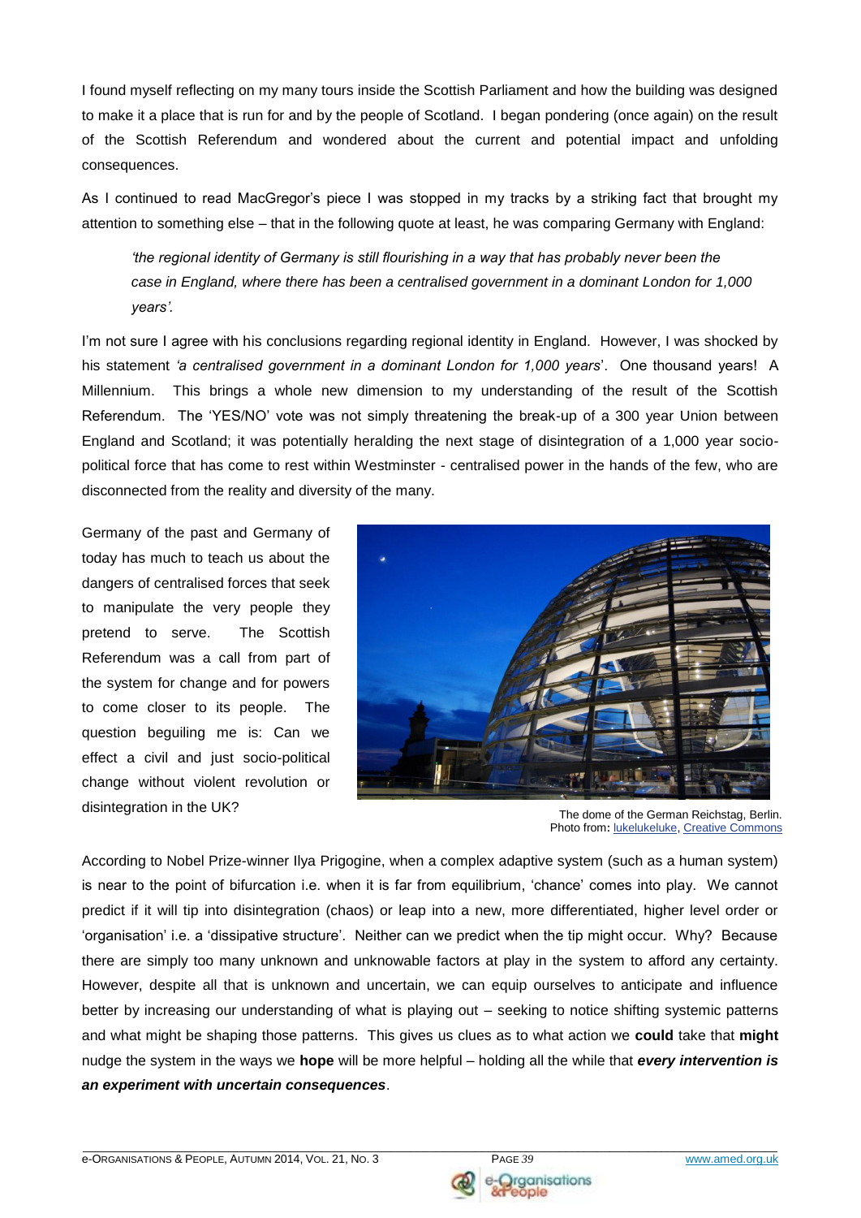I found myself reflecting on my many tours inside the Scottish Parliament and how the building was designed to make it a place that is run for and by the people of Scotland. I began pondering (once again) on the result of the Scottish Referendum and wondered about the current and potential impact and unfolding consequences.

As I continued to read MacGregor's piece I was stopped in my tracks by a striking fact that brought my attention to something else – that in the following quote at least, he was comparing Germany with England:

> *'the regional identity of Germany is still flourishing in a way that has probably never been the case in England, where there has been a centralised government in a dominant London for 1,000 years'.*

I'm not sure I agree with his conclusions regarding regional identity in England. However, I was shocked by his statement *'a centralised government in a dominant London for 1,000 years*'. One thousand years! A Millennium. This brings a whole new dimension to my understanding of the result of the Scottish Referendum. The 'YES/NO' vote was not simply threatening the break-up of a 300 year Union between England and Scotland; it was potentially heralding the next stage of disintegration of a 1,000 year socio-political force that has come to rest within Westminster - centralised power in the hands of the few, who are disconnected from the reality and diversity of the many.

Germany of the past and Germany of today has much to teach us about the dangers of centralised forces that seek to manipulate the very people they pretend to serve. The Scottish Referendum was a call from part of the system for change and for powers to come closer to its people. The question beguiling me is: Can we effect a civil and just socio-political change without violent revolution or disintegration in the UK?

The dome of the German Reichstag, Berlin.
Photo from: lukelukeluke, Creative Commons

According to Nobel Prize-winner Ilya Prigogine, when a complex adaptive system (such as a human system) is near to the point of bifurcation i.e. when it is far from equilibrium, 'chance' comes into play. We cannot predict if it will tip into disintegration (chaos) or leap into a new, more differentiated, higher level order or 'organisation' i.e. a 'dissipative structure'. Neither can we predict when the tip might occur. Why? Because there are simply too many unknown and unknowable factors at play in the system to afford any certainty. However, despite all that is unknown and uncertain, we can equip ourselves to anticipate and influence better by increasing our understanding of what is playing out – seeking to notice shifting systemic patterns and what might be shaping those patterns. This gives us clues as to what action we **could** take that **might** nudge the system in the ways we **hope** will be more helpful – holding all the while that ***every intervention is an experiment with uncertain consequences***.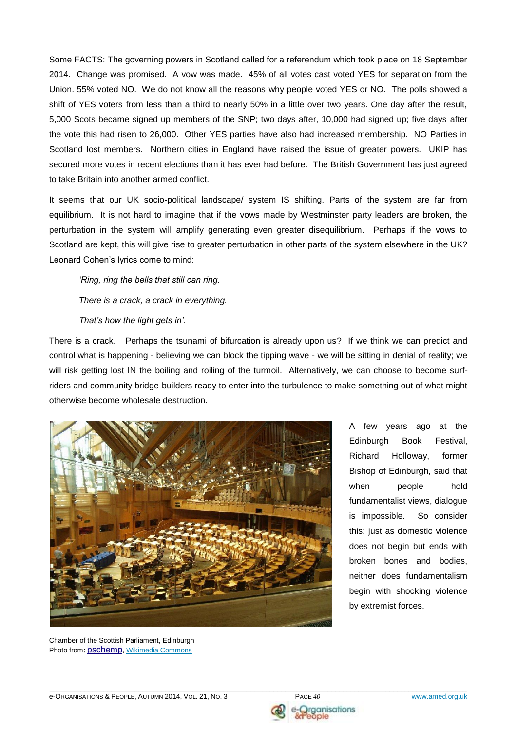Some FACTS: The governing powers in Scotland called for a referendum which took place on 18 September 2014. Change was promised. A vow was made. 45% of all votes cast voted YES for separation from the Union. 55% voted NO. We do not know all the reasons why people voted YES or NO. The polls showed a shift of YES voters from less than a third to nearly 50% in a little over two years. One day after the result, 5,000 Scots became signed up members of the SNP; two days after, 10,000 had signed up; five days after the vote this had risen to 26,000. Other YES parties have also had increased membership. NO Parties in Scotland lost members. Northern cities in England have raised the issue of greater powers. UKIP has secured more votes in recent elections than it has ever had before. The British Government has just agreed to take Britain into another armed conflict.

It seems that our UK socio-political landscape/ system IS shifting. Parts of the system are far from equilibrium. It is not hard to imagine that if the vows made by Westminster party leaders are broken, the perturbation in the system will amplify generating even greater disequilibrium. Perhaps if the vows to Scotland are kept, this will give rise to greater perturbation in other parts of the system elsewhere in the UK? Leonard Cohen's lyrics come to mind:

> *'Ring, ring the bells that still can ring.*
>
> *There is a crack, a crack in everything.*
>
> *That's how the light gets in'.*

There is a crack. Perhaps the tsunami of bifurcation is already upon us? If we think we can predict and control what is happening - believing we can block the tipping wave - we will be sitting in denial of reality; we will risk getting lost IN the boiling and roiling of the turmoil. Alternatively, we can choose to become surf-riders and community bridge-builders ready to enter into the turbulence to make something out of what might otherwise become wholesale destruction.

A few years ago at the Edinburgh Book Festival, Richard Holloway, former Bishop of Edinburgh, said that when people hold fundamentalist views, dialogue is impossible. So consider this: just as domestic violence does not begin but ends with broken bones and bodies, neither does fundamentalism begin with shocking violence by extremist forces.

Chamber of the Scottish Parliament, Edinburgh
Photo from: pschemp, Wikimedia Commons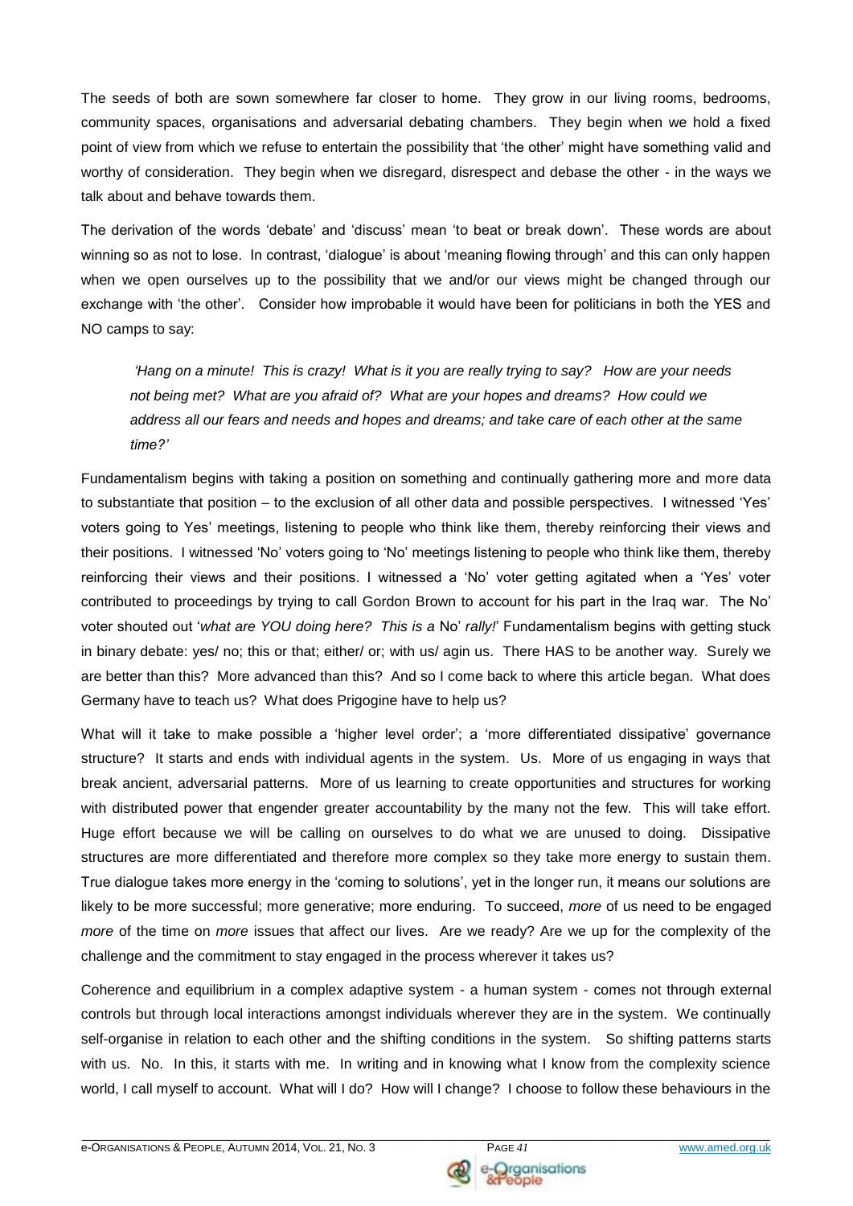The seeds of both are sown somewhere far closer to home. They grow in our living rooms, bedrooms, community spaces, organisations and adversarial debating chambers. They begin when we hold a fixed point of view from which we refuse to entertain the possibility that 'the other' might have something valid and worthy of consideration. They begin when we disregard, disrespect and debase the other - in the ways we talk about and behave towards them.

The derivation of the words 'debate' and 'discuss' mean 'to beat or break down'. These words are about winning so as not to lose. In contrast, 'dialogue' is about 'meaning flowing through' and this can only happen when we open ourselves up to the possibility that we and/or our views might be changed through our exchange with 'the other'. Consider how improbable it would have been for politicians in both the YES and NO camps to say:

> *'Hang on a minute! This is crazy! What is it you are really trying to say? How are your needs not being met? What are you afraid of? What are your hopes and dreams? How could we address all our fears and needs and hopes and dreams; and take care of each other at the same time?'*

Fundamentalism begins with taking a position on something and continually gathering more and more data to substantiate that position – to the exclusion of all other data and possible perspectives. I witnessed 'Yes' voters going to Yes' meetings, listening to people who think like them, thereby reinforcing their views and their positions. I witnessed 'No' voters going to 'No' meetings listening to people who think like them, thereby reinforcing their views and their positions. I witnessed a 'No' voter getting agitated when a 'Yes' voter contributed to proceedings by trying to call Gordon Brown to account for his part in the Iraq war. The No' voter shouted out '*what are YOU doing here? This is a* No' *rally!*' Fundamentalism begins with getting stuck in binary debate: yes/ no; this or that; either/ or; with us/ agin us. There HAS to be another way. Surely we are better than this? More advanced than this? And so I come back to where this article began. What does Germany have to teach us? What does Prigogine have to help us?

What will it take to make possible a 'higher level order'; a 'more differentiated dissipative' governance structure? It starts and ends with individual agents in the system. Us. More of us engaging in ways that break ancient, adversarial patterns. More of us learning to create opportunities and structures for working with distributed power that engender greater accountability by the many not the few. This will take effort. Huge effort because we will be calling on ourselves to do what we are unused to doing. Dissipative structures are more differentiated and therefore more complex so they take more energy to sustain them. True dialogue takes more energy in the 'coming to solutions', yet in the longer run, it means our solutions are likely to be more successful; more generative; more enduring. To succeed, *more* of us need to be engaged *more* of the time on *more* issues that affect our lives. Are we ready? Are we up for the complexity of the challenge and the commitment to stay engaged in the process wherever it takes us?

Coherence and equilibrium in a complex adaptive system - a human system - comes not through external controls but through local interactions amongst individuals wherever they are in the system. We continually self-organise in relation to each other and the shifting conditions in the system. So shifting patterns starts with us. No. In this, it starts with me. In writing and in knowing what I know from the complexity science world, I call myself to account. What will I do? How will I change? I choose to follow these behaviours in the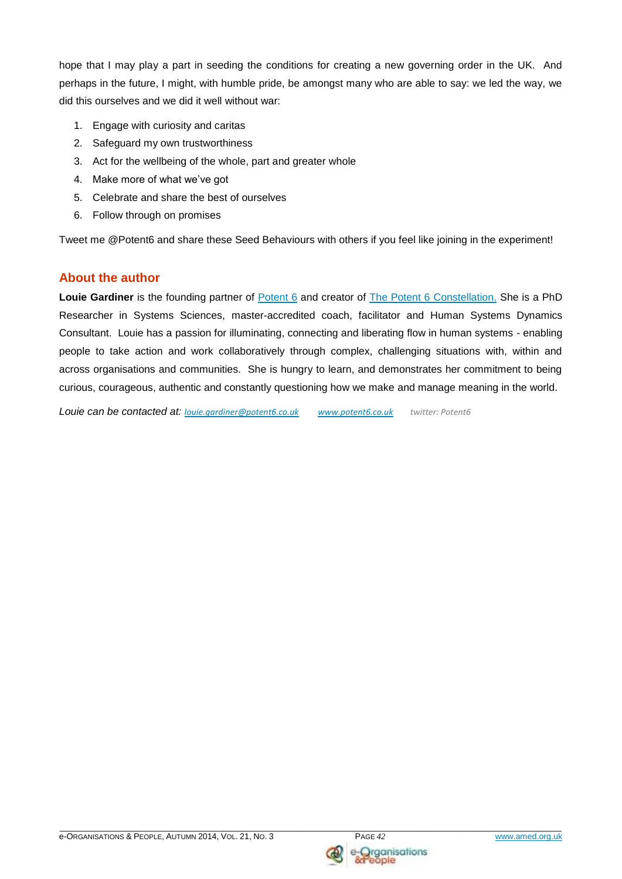hope that I may play a part in seeding the conditions for creating a new governing order in the UK. And perhaps in the future, I might, with humble pride, be amongst many who are able to say: we led the way, we did this ourselves and we did it well without war:

1. Engage with curiosity and caritas
2. Safeguard my own trustworthiness
3. Act for the wellbeing of the whole, part and greater whole
4. Make more of what we've got
5. Celebrate and share the best of ourselves
6. Follow through on promises

Tweet me @Potent6 and share these Seed Behaviours with others if you feel like joining in the experiment!

## About the author

**Louie Gardiner** is the founding partner of Potent 6 and creator of The Potent 6 Constellation. She is a PhD Researcher in Systems Sciences, master-accredited coach, facilitator and Human Systems Dynamics Consultant. Louie has a passion for illuminating, connecting and liberating flow in human systems - enabling people to take action and work collaboratively through complex, challenging situations with, within and across organisations and communities. She is hungry to learn, and demonstrates her commitment to being curious, courageous, authentic and constantly questioning how we make and manage meaning in the world.

*Louie can be contacted at:* louie.gardiner@potent6.co.uk www.potent6.co.uk *twitter: Potent6*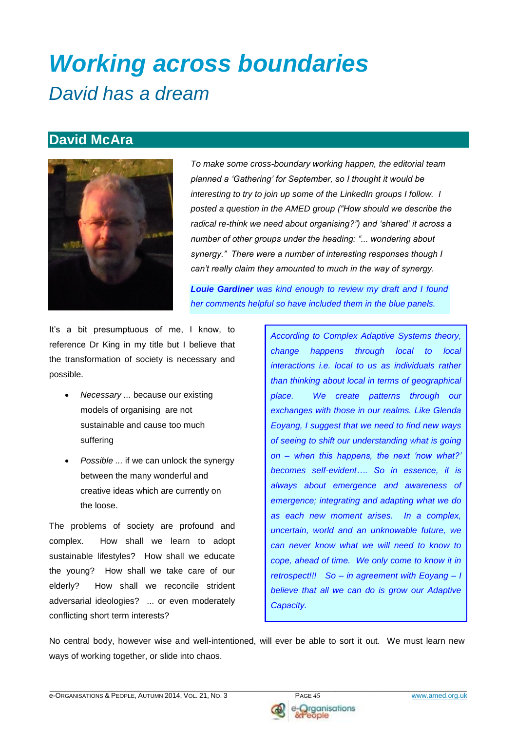# *Working across boundaries*

## *David has a dream*

### David McAra

*To make some cross-boundary working happen, the editorial team planned a 'Gathering' for September, so I thought it would be interesting to try to join up some of the LinkedIn groups I follow. I posted a question in the AMED group ("How should we describe the radical re-think we need about organising?") and 'shared' it across a number of other groups under the heading: "... wondering about synergy." There were a number of interesting responses though I can't really claim they amounted to much in the way of synergy.*

***Louie Gardiner** was kind enough to review my draft and I found her comments helpful so have included them in the blue panels.*

It's a bit presumptuous of me, I know, to reference Dr King in my title but I believe that the transformation of society is necessary and possible.

- *Necessary* ... because our existing models of organising are not sustainable and cause too much suffering
- *Possible* ... if we can unlock the synergy between the many wonderful and creative ideas which are currently on the loose.

The problems of society are profound and complex. How shall we learn to adopt sustainable lifestyles? How shall we educate the young? How shall we take care of our elderly? How shall we reconcile strident adversarial ideologies? ... or even moderately conflicting short term interests?

> *According to Complex Adaptive Systems theory, change happens through local to local interactions i.e. local to us as individuals rather than thinking about local in terms of geographical place. We create patterns through our exchanges with those in our realms. Like Glenda Eoyang, I suggest that we need to find new ways of seeing to shift our understanding what is going on – when this happens, the next 'now what?' becomes self-evident…. So in essence, it is always about emergence and awareness of emergence; integrating and adapting what we do as each new moment arises. In a complex, uncertain, world and an unknowable future, we can never know what we will need to know to cope, ahead of time. We only come to know it in retrospect!!! So – in agreement with Eoyang – I believe that all we can do is grow our Adaptive Capacity.*

No central body, however wise and well-intentioned, will ever be able to sort it out. We must learn new ways of working together, or slide into chaos.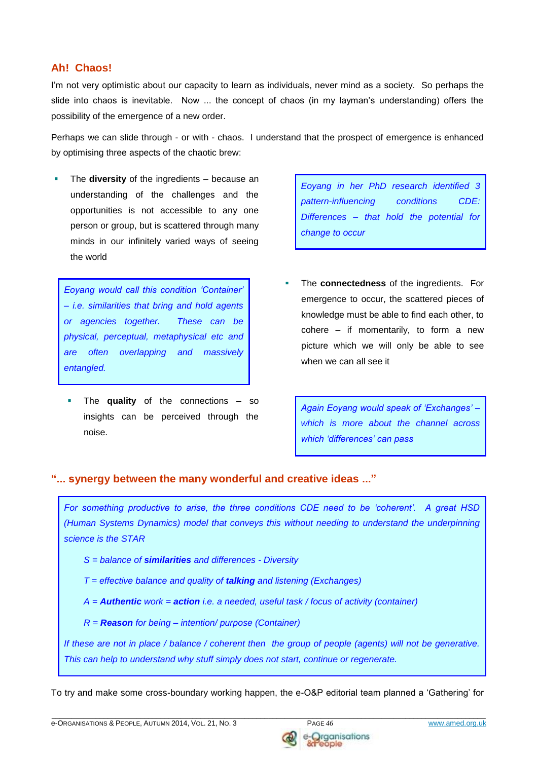## Ah! Chaos!

I'm not very optimistic about our capacity to learn as individuals, never mind as a society. So perhaps the slide into chaos is inevitable. Now ... the concept of chaos (in my layman's understanding) offers the possibility of the emergence of a new order.

Perhaps we can slide through - or with - chaos. I understand that the prospect of emergence is enhanced by optimising three aspects of the chaotic brew:

- The **diversity** of the ingredients – because an understanding of the challenges and the opportunities is not accessible to any one person or group, but is scattered through many minds in our infinitely varied ways of seeing the world

> *Eoyang in her PhD research identified 3 pattern-influencing conditions CDE: Differences – that hold the potential for change to occur*

> *Eoyang would call this condition 'Container' – i.e. similarities that bring and hold agents or agencies together. These can be physical, perceptual, metaphysical etc and are often overlapping and massively entangled.*

- The **connectedness** of the ingredients. For emergence to occur, the scattered pieces of knowledge must be able to find each other, to cohere – if momentarily, to form a new picture which we will only be able to see when we can all see it

- The **quality** of the connections – so insights can be perceived through the noise.

> *Again Eoyang would speak of 'Exchanges' – which is more about the channel across which 'differences' can pass*

## "... synergy between the many wonderful and creative ideas ..."

> *For something productive to arise, the three conditions CDE need to be 'coherent'. A great HSD (Human Systems Dynamics) model that conveys this without needing to understand the underpinning science is the STAR*
>
> *S = balance of **similarities** and differences - Diversity*
>
> *T = effective balance and quality of **talking** and listening (Exchanges)*
>
> *A = **Authentic** work = **action** i.e. a needed, useful task / focus of activity (container)*
>
> *R = **Reason** for being – intention/ purpose (Container)*
>
> *If these are not in place / balance / coherent then the group of people (agents) will not be generative. This can help to understand why stuff simply does not start, continue or regenerate.*

To try and make some cross-boundary working happen, the e-O&P editorial team planned a 'Gathering' for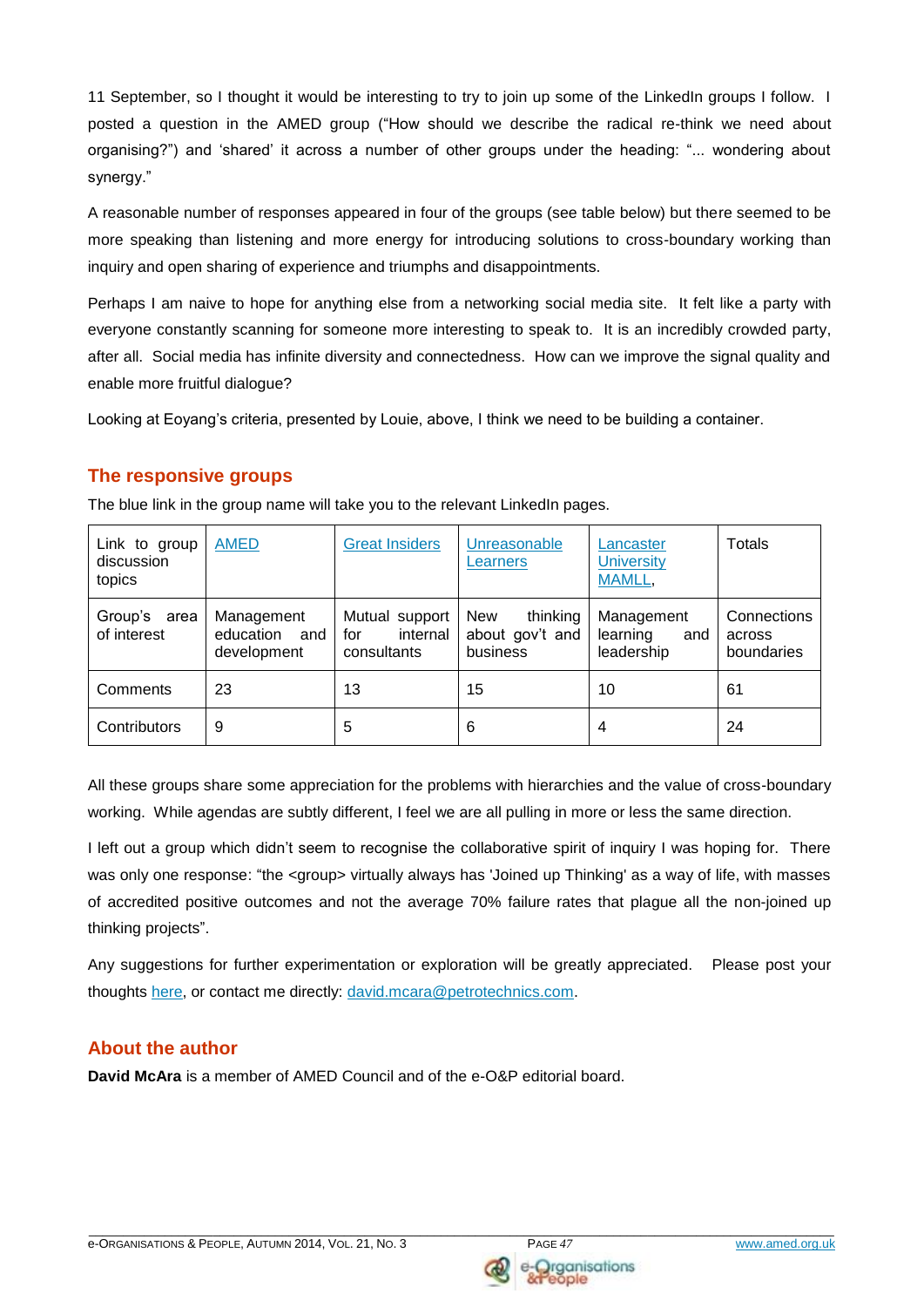11 September, so I thought it would be interesting to try to join up some of the LinkedIn groups I follow. I posted a question in the AMED group ("How should we describe the radical re-think we need about organising?") and 'shared' it across a number of other groups under the heading: "... wondering about synergy."

A reasonable number of responses appeared in four of the groups (see table below) but there seemed to be more speaking than listening and more energy for introducing solutions to cross-boundary working than inquiry and open sharing of experience and triumphs and disappointments.

Perhaps I am naive to hope for anything else from a networking social media site. It felt like a party with everyone constantly scanning for someone more interesting to speak to. It is an incredibly crowded party, after all. Social media has infinite diversity and connectedness. How can we improve the signal quality and enable more fruitful dialogue?

Looking at Eoyang's criteria, presented by Louie, above, I think we need to be building a container.

## The responsive groups

The blue link in the group name will take you to the relevant LinkedIn pages.

| Link to group discussion topics | AMED | Great Insiders | Unreasonable Learners | Lancaster University MAMLL, | Totals |
|---|---|---|---|---|---|
| Group's area of interest | Management education and development | Mutual support for internal consultants | New thinking about gov't and business | Management learning and leadership | Connections across boundaries |
| Comments | 23 | 13 | 15 | 10 | 61 |
| Contributors | 9 | 5 | 6 | 4 | 24 |

All these groups share some appreciation for the problems with hierarchies and the value of cross-boundary working. While agendas are subtly different, I feel we are all pulling in more or less the same direction.

I left out a group which didn't seem to recognise the collaborative spirit of inquiry I was hoping for. There was only one response: "the <group> virtually always has 'Joined up Thinking' as a way of life, with masses of accredited positive outcomes and not the average 70% failure rates that plague all the non-joined up thinking projects".

Any suggestions for further experimentation or exploration will be greatly appreciated. Please post your thoughts here, or contact me directly: david.mcara@petrotechnics.com.

## About the author

**David McAra** is a member of AMED Council and of the e-O&P editorial board.